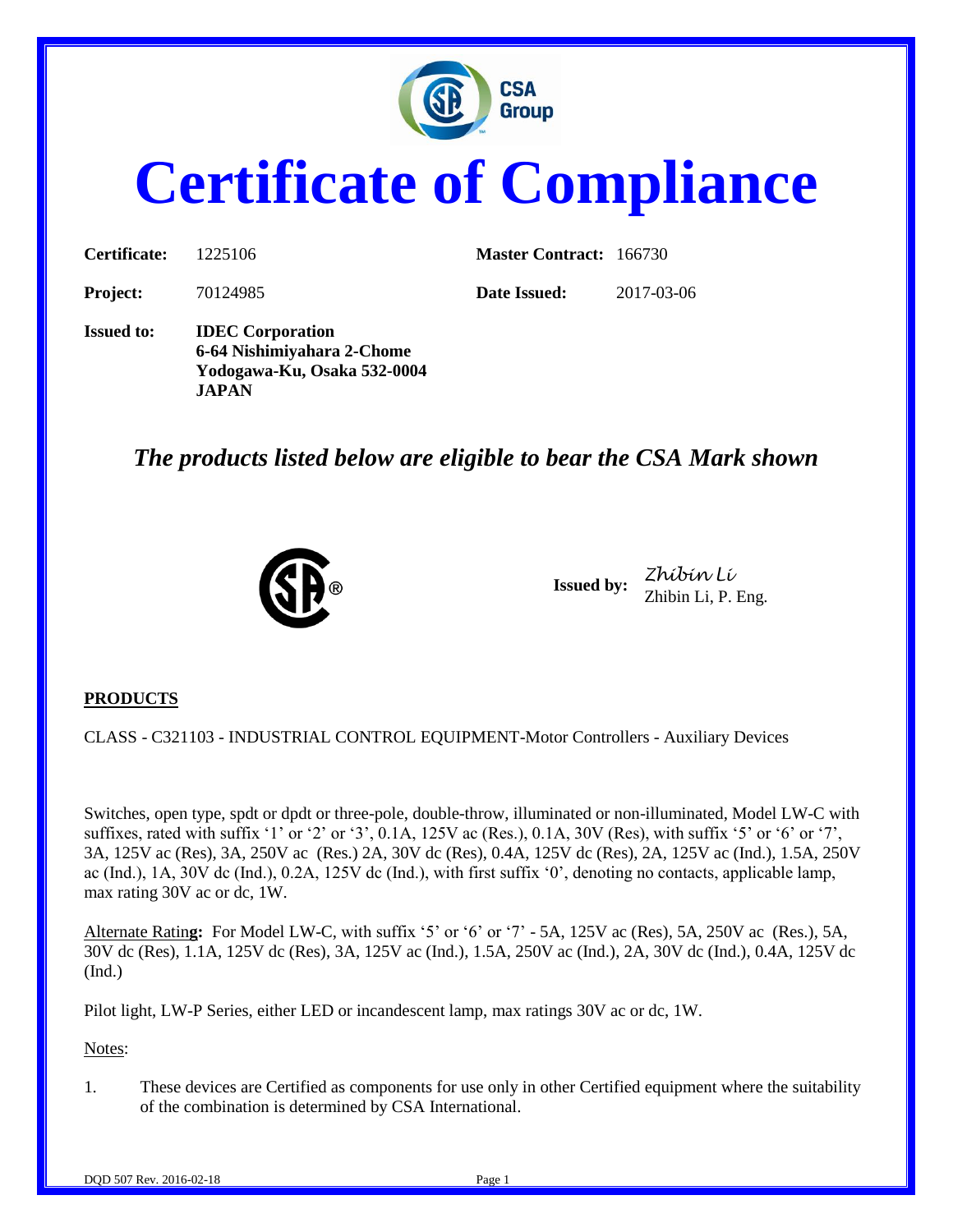# Certificate of Compliance

| | | | |
|---|---|---|---|
| **Certificate:** | 1225106 | **Master Contract:** | 166730 |
| **Project:** | 70124985 | **Date Issued:** | 2017-03-06 |

**Issued to:** **IDEC Corporation**
**6-64 Nishimiyahara 2-Chome**
**Yodogawa-Ku, Osaka 532-0004**
**JAPAN**

## *The products listed below are eligible to bear the CSA Mark shown*

**Issued by:** *Zhibin Li*
Zhibin Li, P. Eng.

**PRODUCTS**

CLASS - C321103 - INDUSTRIAL CONTROL EQUIPMENT-Motor Controllers - Auxiliary Devices

Switches, open type, spdt or dpdt or three-pole, double-throw, illuminated or non-illuminated, Model LW-C with suffixes, rated with suffix '1' or '2' or '3', 0.1A, 125V ac (Res.), 0.1A, 30V (Res), with suffix '5' or '6' or '7', 3A, 125V ac (Res), 3A, 250V ac (Res.) 2A, 30V dc (Res), 0.4A, 125V dc (Res), 2A, 125V ac (Ind.), 1.5A, 250V ac (Ind.), 1A, 30V dc (Ind.), 0.2A, 125V dc (Ind.), with first suffix '0', denoting no contacts, applicable lamp, max rating 30V ac or dc, 1W.

Alternate Rating**:** For Model LW-C, with suffix '5' or '6' or '7' - 5A, 125V ac (Res), 5A, 250V ac (Res.), 5A, 30V dc (Res), 1.1A, 125V dc (Res), 3A, 125V ac (Ind.), 1.5A, 250V ac (Ind.), 2A, 30V dc (Ind.), 0.4A, 125V dc (Ind.)

Pilot light, LW-P Series, either LED or incandescent lamp, max ratings 30V ac or dc, 1W.

Notes:

1. These devices are Certified as components for use only in other Certified equipment where the suitability of the combination is determined by CSA International.

DQD 507 Rev. 2016-02-18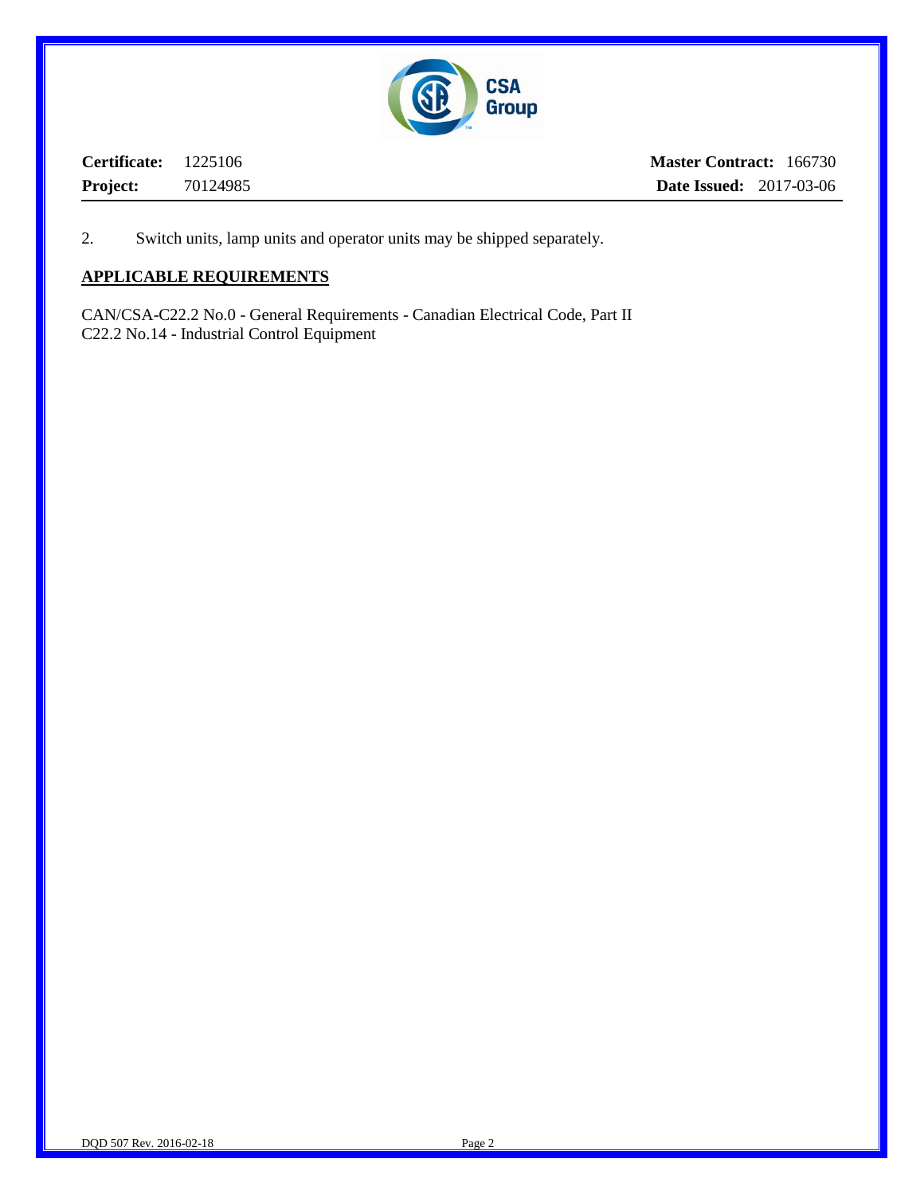2. Switch units, lamp units and operator units may be shipped separately.

**APPLICABLE REQUIREMENTS**

CAN/CSA-C22.2 No.0 - General Requirements - Canadian Electrical Code, Part II
C22.2 No.14 - Industrial Control Equipment